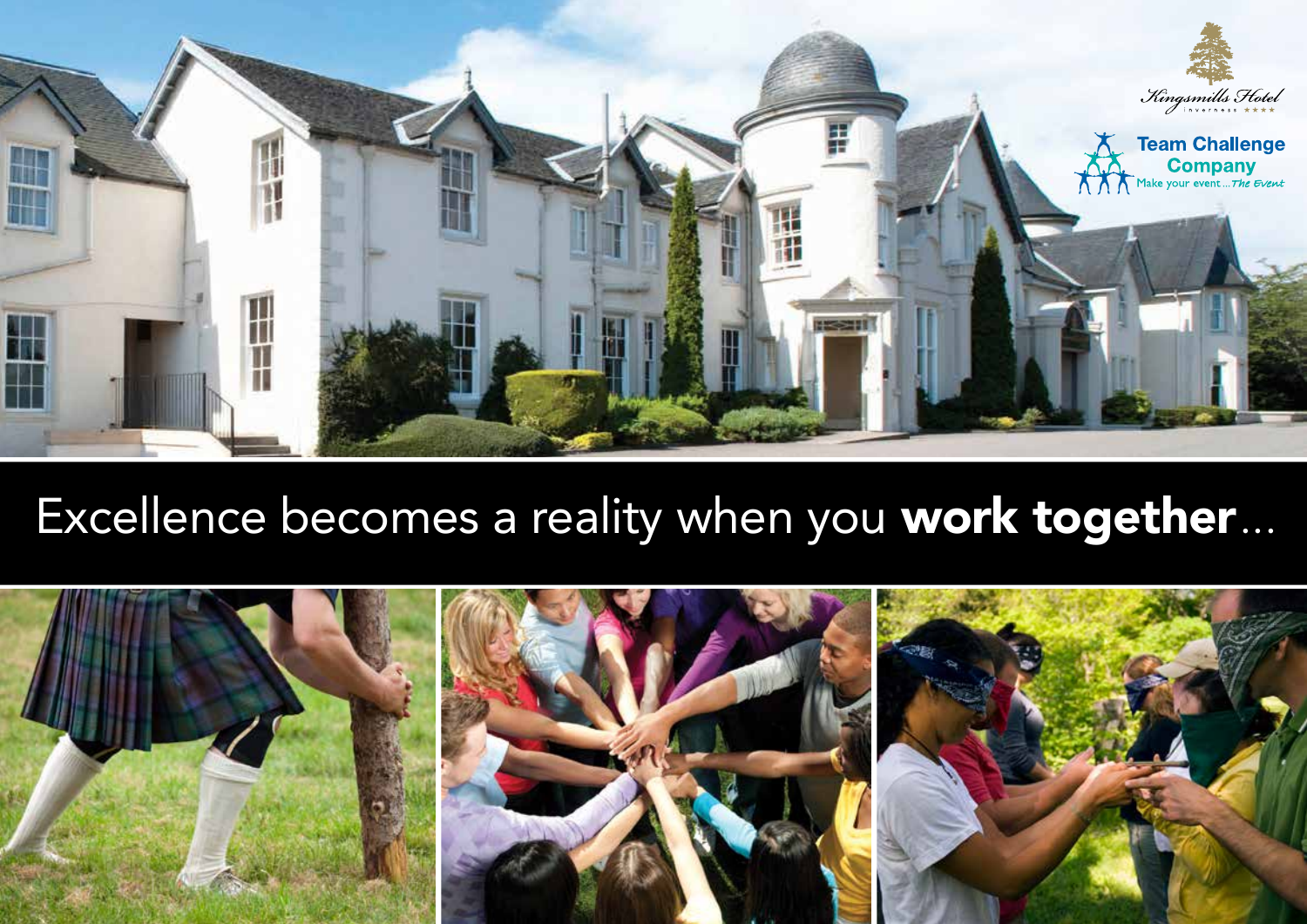Kingsmills Hotel
Inverness ★★★★

Team Challenge Company
Make your event... *The Event*

# Excellence becomes a reality when you **work together**...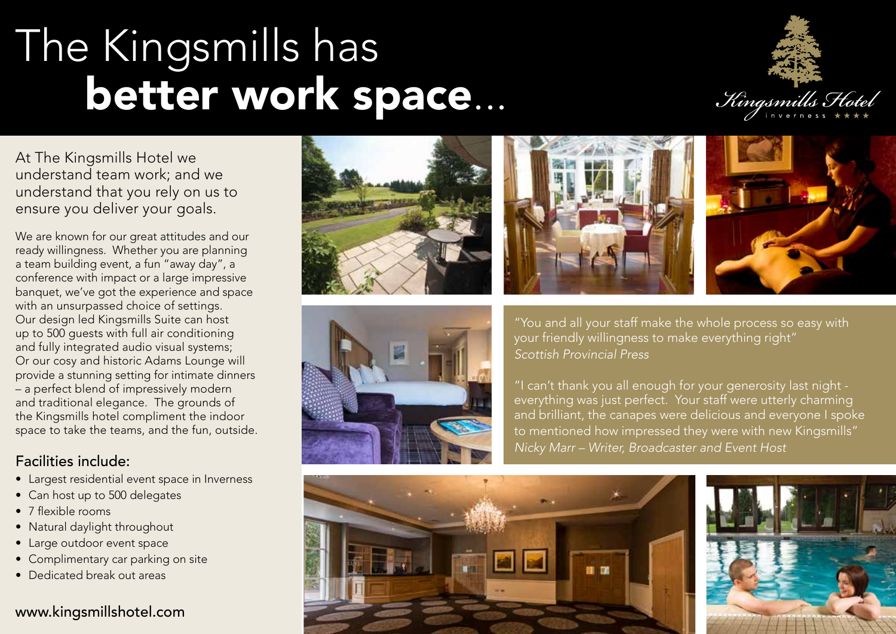# The Kingsmills has **better work space**...

Kingsmills Hotel
inverness ★★★★

At The Kingsmills Hotel we understand team work; and we understand that you rely on us to ensure you deliver your goals.

We are known for our great attitudes and our ready willingness. Whether you are planning a team building event, a fun "away day", a conference with impact or a large impressive banquet, we've got the experience and space with an unsurpassed choice of settings. Our design led Kingsmills Suite can host up to 500 guests with full air conditioning and fully integrated audio visual systems; Or our cosy and historic Adams Lounge will provide a stunning setting for intimate dinners – a perfect blend of impressively modern and traditional elegance. The grounds of the Kingsmills hotel compliment the indoor space to take the teams, and the fun, outside.

## Facilities include:

- Largest residential event space in Inverness
- Can host up to 500 delegates
- 7 flexible rooms
- Natural daylight throughout
- Large outdoor event space
- Complimentary car parking on site
- Dedicated break out areas

www.kingsmillshotel.com

"You and all your staff make the whole process so easy with your friendly willingness to make everything right"
*Scottish Provincial Press*

"I can't thank you all enough for your generosity last night - everything was just perfect. Your staff were utterly charming and brilliant, the canapes were delicious and everyone I spoke to mentioned how impressed they were with new Kingsmills"
*Nicky Marr – Writer, Broadcaster and Event Host*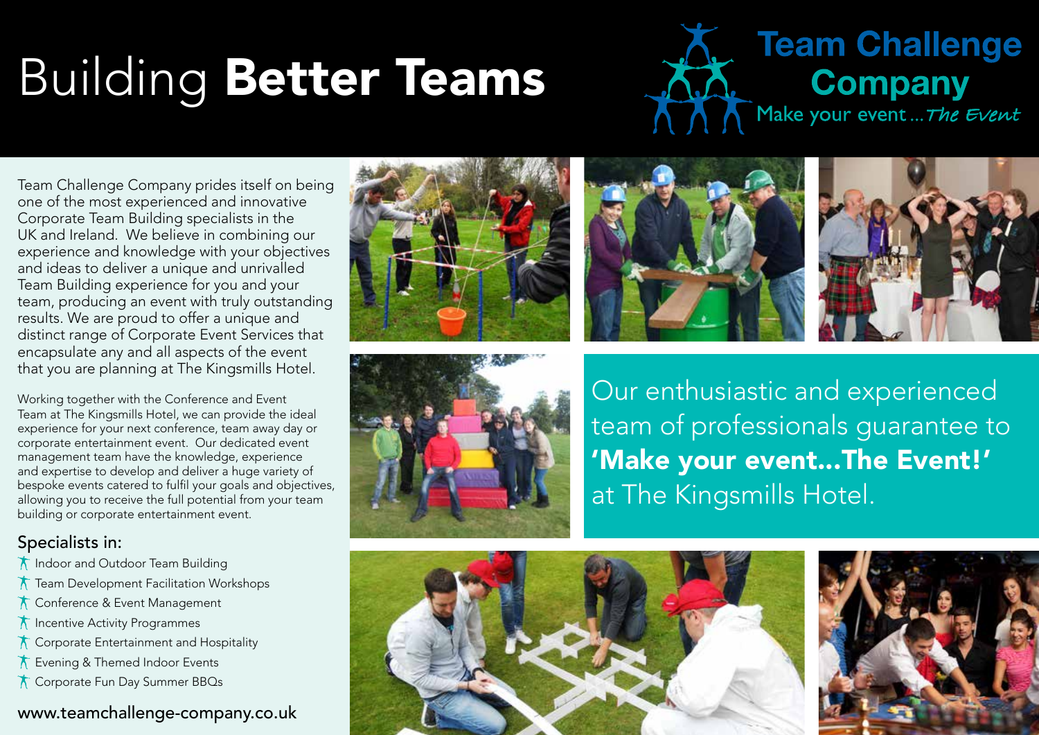# Building **Better Teams**

**Team Challenge Company**

Make your event ... *The Event*

Team Challenge Company prides itself on being one of the most experienced and innovative Corporate Team Building specialists in the UK and Ireland. We believe in combining our experience and knowledge with your objectives and ideas to deliver a unique and unrivalled Team Building experience for you and your team, producing an event with truly outstanding results. We are proud to offer a unique and distinct range of Corporate Event Services that encapsulate any and all aspects of the event that you are planning at The Kingsmills Hotel.

Working together with the Conference and Event Team at The Kingsmills Hotel, we can provide the ideal experience for your next conference, team away day or corporate entertainment event. Our dedicated event management team have the knowledge, experience and expertise to develop and deliver a huge variety of bespoke events catered to fulfil your goals and objectives, allowing you to receive the full potential from your team building or corporate entertainment event.

## Specialists in:

- Indoor and Outdoor Team Building
- Team Development Facilitation Workshops
- Conference & Event Management
- Incentive Activity Programmes
- Corporate Entertainment and Hospitality
- Evening & Themed Indoor Events
- Corporate Fun Day Summer BBQs

www.teamchallenge-company.co.uk

Our enthusiastic and experienced team of professionals guarantee to **'Make your event...The Event!'** at The Kingsmills Hotel.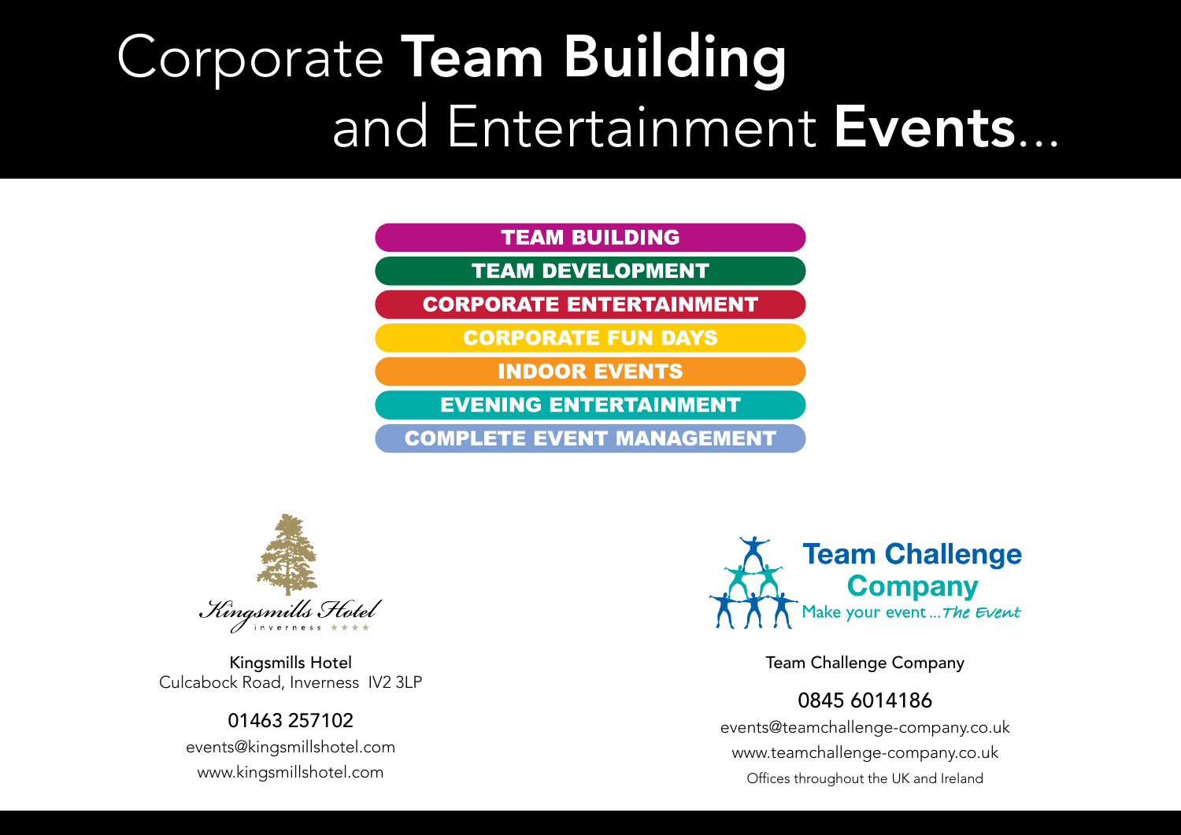# Corporate **Team Building** and Entertainment **Events**...

- TEAM BUILDING
- TEAM DEVELOPMENT
- CORPORATE ENTERTAINMENT
- CORPORATE FUN DAYS
- INDOOR EVENTS
- EVENING ENTERTAINMENT
- COMPLETE EVENT MANAGEMENT

Kingsmills Hotel
inverness ★★★★

Kingsmills Hotel
Culcabock Road, Inverness IV2 3LP

01463 257102
events@kingsmillshotel.com
www.kingsmillshotel.com

Team Challenge Company
Make your event ... *The Event*

Team Challenge Company

0845 6014186
events@teamchallenge-company.co.uk
www.teamchallenge-company.co.uk
Offices throughout the UK and Ireland